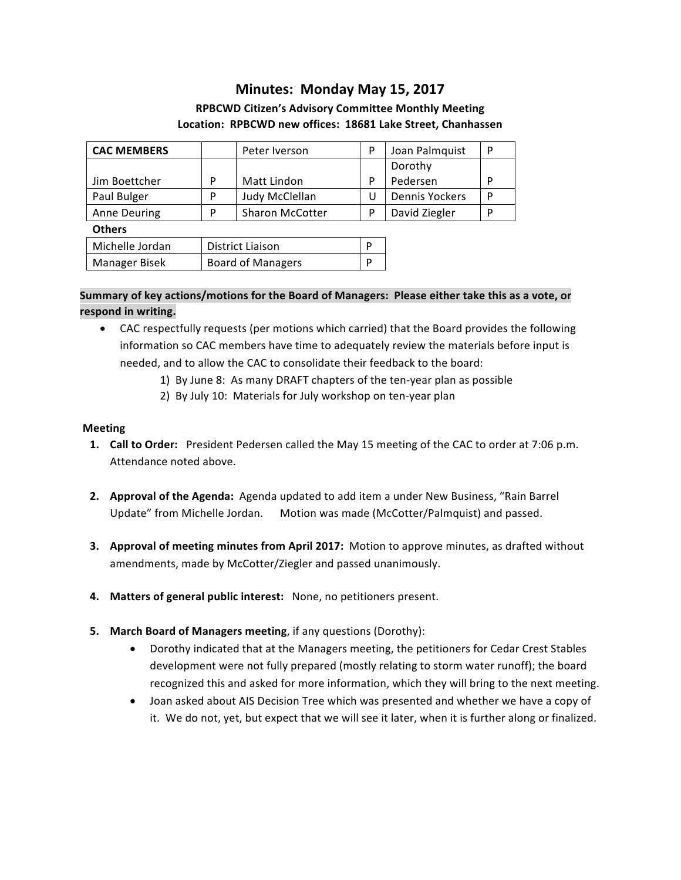# Minutes: Monday May 15, 2017

**RPBCWD Citizen's Advisory Committee Monthly Meeting**
**Location: RPBCWD new offices: 18681 Lake Street, Chanhassen**

| CAC MEMBERS | | Peter Iverson | P | Joan Palmquist | P |
|---|---|---|---|---|---|
| Jim Boettcher | P | Matt Lindon | P | Dorothy Pedersen | P |
| Paul Bulger | P | Judy McClellan | U | Dennis Yockers | P |
| Anne Deuring | P | Sharon McCotter | P | David Ziegler | P |

**Others**

| | | |
|---|---|---|
| Michelle Jordan | District Liaison | P |
| Manager Bisek | Board of Managers | P |

**Summary of key actions/motions for the Board of Managers: Please either take this as a vote, or respond in writing.**

- CAC respectfully requests (per motions which carried) that the Board provides the following information so CAC members have time to adequately review the materials before input is needed, and to allow the CAC to consolidate their feedback to the board:
    1) By June 8: As many DRAFT chapters of the ten-year plan as possible
    2) By July 10: Materials for July workshop on ten-year plan

**Meeting**

1. **Call to Order:** President Pedersen called the May 15 meeting of the CAC to order at 7:06 p.m. Attendance noted above.

2. **Approval of the Agenda:** Agenda updated to add item a under New Business, "Rain Barrel Update" from Michelle Jordan. Motion was made (McCotter/Palmquist) and passed.

3. **Approval of meeting minutes from April 2017:** Motion to approve minutes, as drafted without amendments, made by McCotter/Ziegler and passed unanimously.

4. **Matters of general public interest:** None, no petitioners present.

5. **March Board of Managers meeting**, if any questions (Dorothy):
    - Dorothy indicated that at the Managers meeting, the petitioners for Cedar Crest Stables development were not fully prepared (mostly relating to storm water runoff); the board recognized this and asked for more information, which they will bring to the next meeting.
    - Joan asked about AIS Decision Tree which was presented and whether we have a copy of it. We do not, yet, but expect that we will see it later, when it is further along or finalized.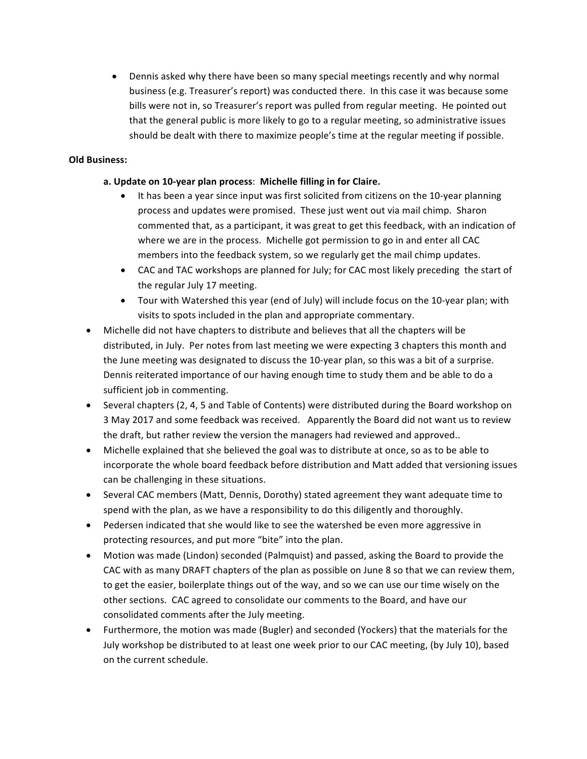- Dennis asked why there have been so many special meetings recently and why normal business (e.g. Treasurer's report) was conducted there. In this case it was because some bills were not in, so Treasurer's report was pulled from regular meeting. He pointed out that the general public is more likely to go to a regular meeting, so administrative issues should be dealt with there to maximize people's time at the regular meeting if possible.

**Old Business:**

**a. Update on 10-year plan process**: **Michelle filling in for Claire.**

- It has been a year since input was first solicited from citizens on the 10-year planning process and updates were promised. These just went out via mail chimp. Sharon commented that, as a participant, it was great to get this feedback, with an indication of where we are in the process. Michelle got permission to go in and enter all CAC members into the feedback system, so we regularly get the mail chimp updates.
- CAC and TAC workshops are planned for July; for CAC most likely preceding the start of the regular July 17 meeting.
- Tour with Watershed this year (end of July) will include focus on the 10-year plan; with visits to spots included in the plan and appropriate commentary.

- Michelle did not have chapters to distribute and believes that all the chapters will be distributed, in July. Per notes from last meeting we were expecting 3 chapters this month and the June meeting was designated to discuss the 10-year plan, so this was a bit of a surprise. Dennis reiterated importance of our having enough time to study them and be able to do a sufficient job in commenting.
- Several chapters (2, 4, 5 and Table of Contents) were distributed during the Board workshop on 3 May 2017 and some feedback was received. Apparently the Board did not want us to review the draft, but rather review the version the managers had reviewed and approved..
- Michelle explained that she believed the goal was to distribute at once, so as to be able to incorporate the whole board feedback before distribution and Matt added that versioning issues can be challenging in these situations.
- Several CAC members (Matt, Dennis, Dorothy) stated agreement they want adequate time to spend with the plan, as we have a responsibility to do this diligently and thoroughly.
- Pedersen indicated that she would like to see the watershed be even more aggressive in protecting resources, and put more "bite" into the plan.
- Motion was made (Lindon) seconded (Palmquist) and passed, asking the Board to provide the CAC with as many DRAFT chapters of the plan as possible on June 8 so that we can review them, to get the easier, boilerplate things out of the way, and so we can use our time wisely on the other sections. CAC agreed to consolidate our comments to the Board, and have our consolidated comments after the July meeting.
- Furthermore, the motion was made (Bugler) and seconded (Yockers) that the materials for the July workshop be distributed to at least one week prior to our CAC meeting, (by July 10), based on the current schedule.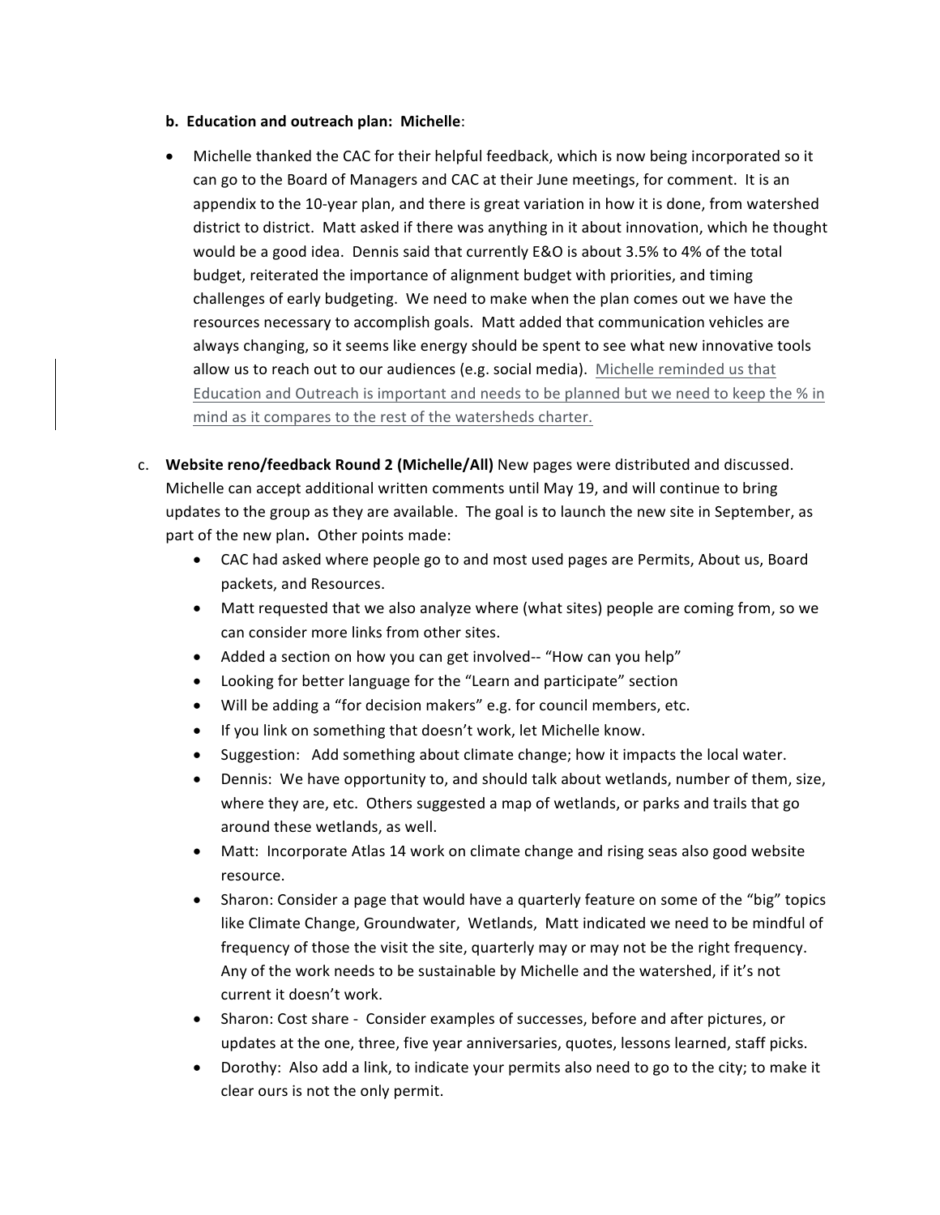**b. Education and outreach plan: Michelle**:

- Michelle thanked the CAC for their helpful feedback, which is now being incorporated so it can go to the Board of Managers and CAC at their June meetings, for comment. It is an appendix to the 10-year plan, and there is great variation in how it is done, from watershed district to district. Matt asked if there was anything in it about innovation, which he thought would be a good idea. Dennis said that currently E&O is about 3.5% to 4% of the total budget, reiterated the importance of alignment budget with priorities, and timing challenges of early budgeting. We need to make when the plan comes out we have the resources necessary to accomplish goals. Matt added that communication vehicles are always changing, so it seems like energy should be spent to see what new innovative tools allow us to reach out to our audiences (e.g. social media). Michelle reminded us that Education and Outreach is important and needs to be planned but we need to keep the % in mind as it compares to the rest of the watersheds charter.

c. **Website reno/feedback Round 2 (Michelle/All)** New pages were distributed and discussed. Michelle can accept additional written comments until May 19, and will continue to bring updates to the group as they are available. The goal is to launch the new site in September, as part of the new plan**.** Other points made:

- CAC had asked where people go to and most used pages are Permits, About us, Board packets, and Resources.
- Matt requested that we also analyze where (what sites) people are coming from, so we can consider more links from other sites.
- Added a section on how you can get involved-- "How can you help"
- Looking for better language for the "Learn and participate" section
- Will be adding a "for decision makers" e.g. for council members, etc.
- If you link on something that doesn't work, let Michelle know.
- Suggestion: Add something about climate change; how it impacts the local water.
- Dennis: We have opportunity to, and should talk about wetlands, number of them, size, where they are, etc. Others suggested a map of wetlands, or parks and trails that go around these wetlands, as well.
- Matt: Incorporate Atlas 14 work on climate change and rising seas also good website resource.
- Sharon: Consider a page that would have a quarterly feature on some of the "big" topics like Climate Change, Groundwater, Wetlands, Matt indicated we need to be mindful of frequency of those the visit the site, quarterly may or may not be the right frequency. Any of the work needs to be sustainable by Michelle and the watershed, if it's not current it doesn't work.
- Sharon: Cost share - Consider examples of successes, before and after pictures, or updates at the one, three, five year anniversaries, quotes, lessons learned, staff picks.
- Dorothy: Also add a link, to indicate your permits also need to go to the city; to make it clear ours is not the only permit.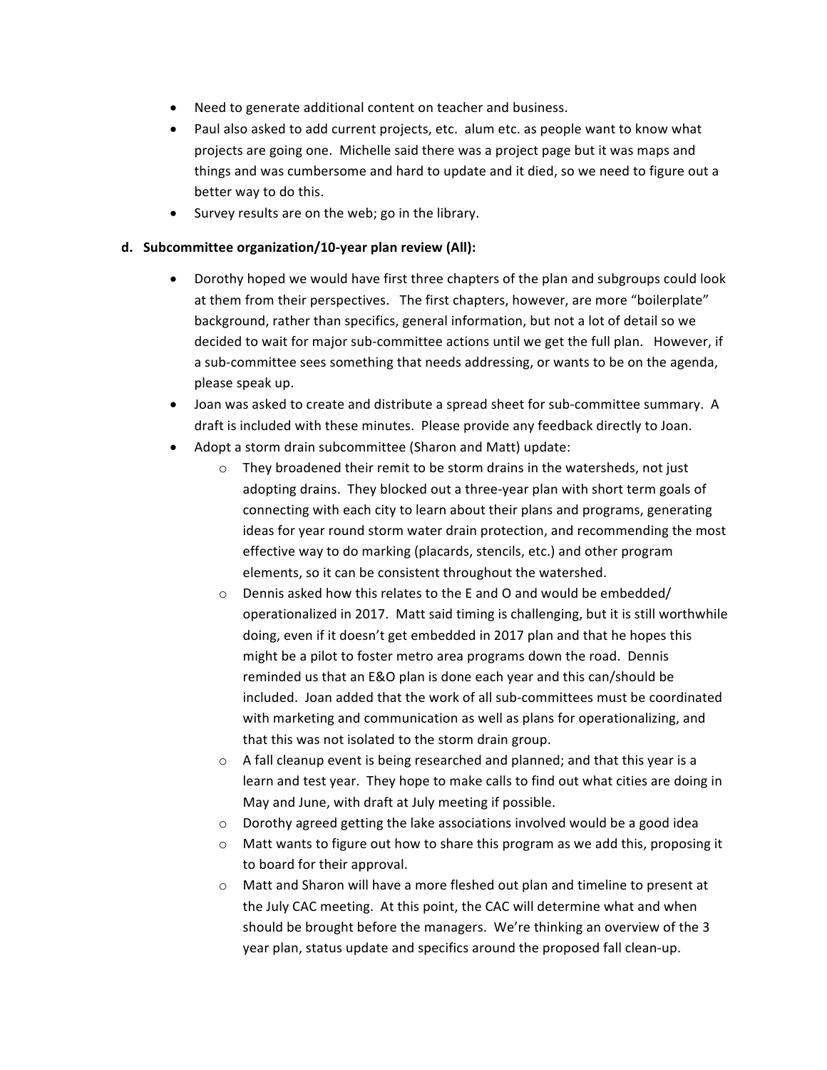- Need to generate additional content on teacher and business.
- Paul also asked to add current projects, etc. alum etc. as people want to know what projects are going one. Michelle said there was a project page but it was maps and things and was cumbersome and hard to update and it died, so we need to figure out a better way to do this.
- Survey results are on the web; go in the library.

**d. Subcommittee organization/10-year plan review (All):**

- Dorothy hoped we would have first three chapters of the plan and subgroups could look at them from their perspectives. The first chapters, however, are more "boilerplate" background, rather than specifics, general information, but not a lot of detail so we decided to wait for major sub-committee actions until we get the full plan. However, if a sub-committee sees something that needs addressing, or wants to be on the agenda, please speak up.
- Joan was asked to create and distribute a spread sheet for sub-committee summary. A draft is included with these minutes. Please provide any feedback directly to Joan.
- Adopt a storm drain subcommittee (Sharon and Matt) update:
    - They broadened their remit to be storm drains in the watersheds, not just adopting drains. They blocked out a three-year plan with short term goals of connecting with each city to learn about their plans and programs, generating ideas for year round storm water drain protection, and recommending the most effective way to do marking (placards, stencils, etc.) and other program elements, so it can be consistent throughout the watershed.
    - Dennis asked how this relates to the E and O and would be embedded/ operationalized in 2017. Matt said timing is challenging, but it is still worthwhile doing, even if it doesn't get embedded in 2017 plan and that he hopes this might be a pilot to foster metro area programs down the road. Dennis reminded us that an E&O plan is done each year and this can/should be included. Joan added that the work of all sub-committees must be coordinated with marketing and communication as well as plans for operationalizing, and that this was not isolated to the storm drain group.
    - A fall cleanup event is being researched and planned; and that this year is a learn and test year. They hope to make calls to find out what cities are doing in May and June, with draft at July meeting if possible.
    - Dorothy agreed getting the lake associations involved would be a good idea
    - Matt wants to figure out how to share this program as we add this, proposing it to board for their approval.
    - Matt and Sharon will have a more fleshed out plan and timeline to present at the July CAC meeting. At this point, the CAC will determine what and when should be brought before the managers. We're thinking an overview of the 3 year plan, status update and specifics around the proposed fall clean-up.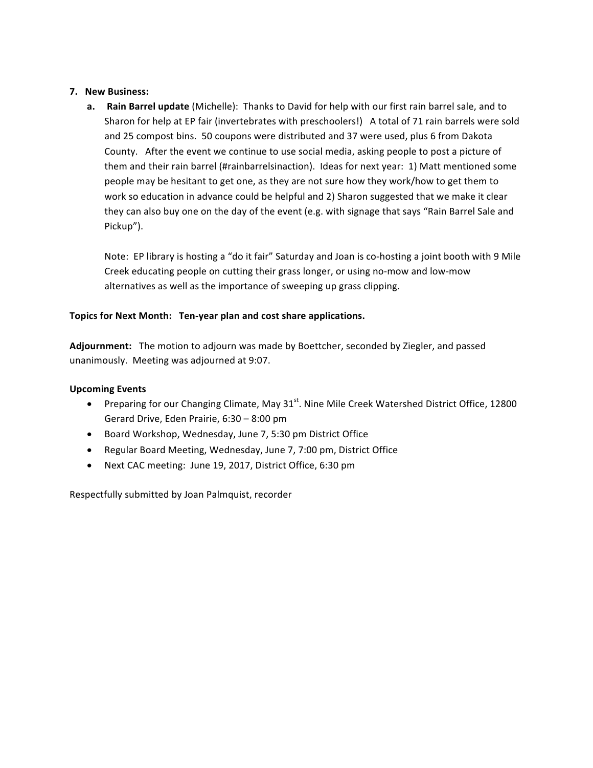7. **New Business:**
   a. **Rain Barrel update** (Michelle): Thanks to David for help with our first rain barrel sale, and to Sharon for help at EP fair (invertebrates with preschoolers!) A total of 71 rain barrels were sold and 25 compost bins. 50 coupons were distributed and 37 were used, plus 6 from Dakota County. After the event we continue to use social media, asking people to post a picture of them and their rain barrel (#rainbarrelsinaction). Ideas for next year: 1) Matt mentioned some people may be hesitant to get one, as they are not sure how they work/how to get them to work so education in advance could be helpful and 2) Sharon suggested that we make it clear they can also buy one on the day of the event (e.g. with signage that says "Rain Barrel Sale and Pickup").

      Note: EP library is hosting a "do it fair" Saturday and Joan is co-hosting a joint booth with 9 Mile Creek educating people on cutting their grass longer, or using no-mow and low-mow alternatives as well as the importance of sweeping up grass clipping.

**Topics for Next Month: Ten-year plan and cost share applications.**

**Adjournment:** The motion to adjourn was made by Boettcher, seconded by Ziegler, and passed unanimously. Meeting was adjourned at 9:07.

**Upcoming Events**

- Preparing for our Changing Climate, May 31st. Nine Mile Creek Watershed District Office, 12800 Gerard Drive, Eden Prairie, 6:30 – 8:00 pm
- Board Workshop, Wednesday, June 7, 5:30 pm District Office
- Regular Board Meeting, Wednesday, June 7, 7:00 pm, District Office
- Next CAC meeting: June 19, 2017, District Office, 6:30 pm

Respectfully submitted by Joan Palmquist, recorder